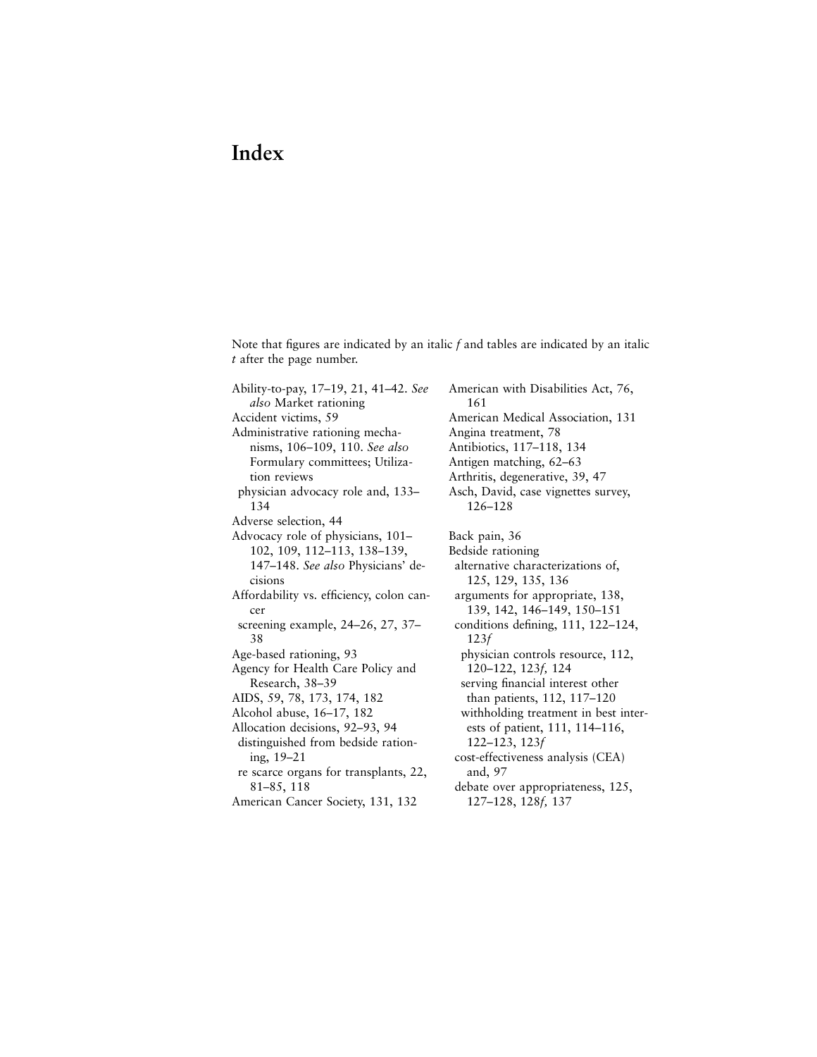# Index

Note that figures are indicated by an italic *f* and tables are indicated by an italic *t* after the page number.

Ability-to-pay, 17–19, 21, 41–42. *See also* Market rationing
Accident victims, 59
Administrative rationing mechanisms, 106–109, 110. *See also* Formulary committees; Utilization reviews
  physician advocacy role and, 133–134
Adverse selection, 44
Advocacy role of physicians, 101–102, 109, 112–113, 138–139, 147–148. *See also* Physicians' decisions
Affordability vs. efficiency, colon cancer
  screening example, 24–26, 27, 37–38
Age-based rationing, 93
Agency for Health Care Policy and Research, 38–39
AIDS, 59, 78, 173, 174, 182
Alcohol abuse, 16–17, 182
Allocation decisions, 92–93, 94
  distinguished from bedside rationing, 19–21
  re scarce organs for transplants, 22, 81–85, 118
American Cancer Society, 131, 132
American with Disabilities Act, 76, 161
American Medical Association, 131
Angina treatment, 78
Antibiotics, 117–118, 134
Antigen matching, 62–63
Arthritis, degenerative, 39, 47
Asch, David, case vignettes survey, 126–128

Back pain, 36
Bedside rationing
  alternative characterizations of, 125, 129, 135, 136
  arguments for appropriate, 138, 139, 142, 146–149, 150–151
  conditions defining, 111, 122–124, 123*f*
    physician controls resource, 112, 120–122, 123*f*, 124
    serving financial interest other than patients, 112, 117–120
    withholding treatment in best interests of patient, 111, 114–116, 122–123, 123*f*
  cost-effectiveness analysis (CEA) and, 97
  debate over appropriateness, 125, 127–128, 128*f*, 137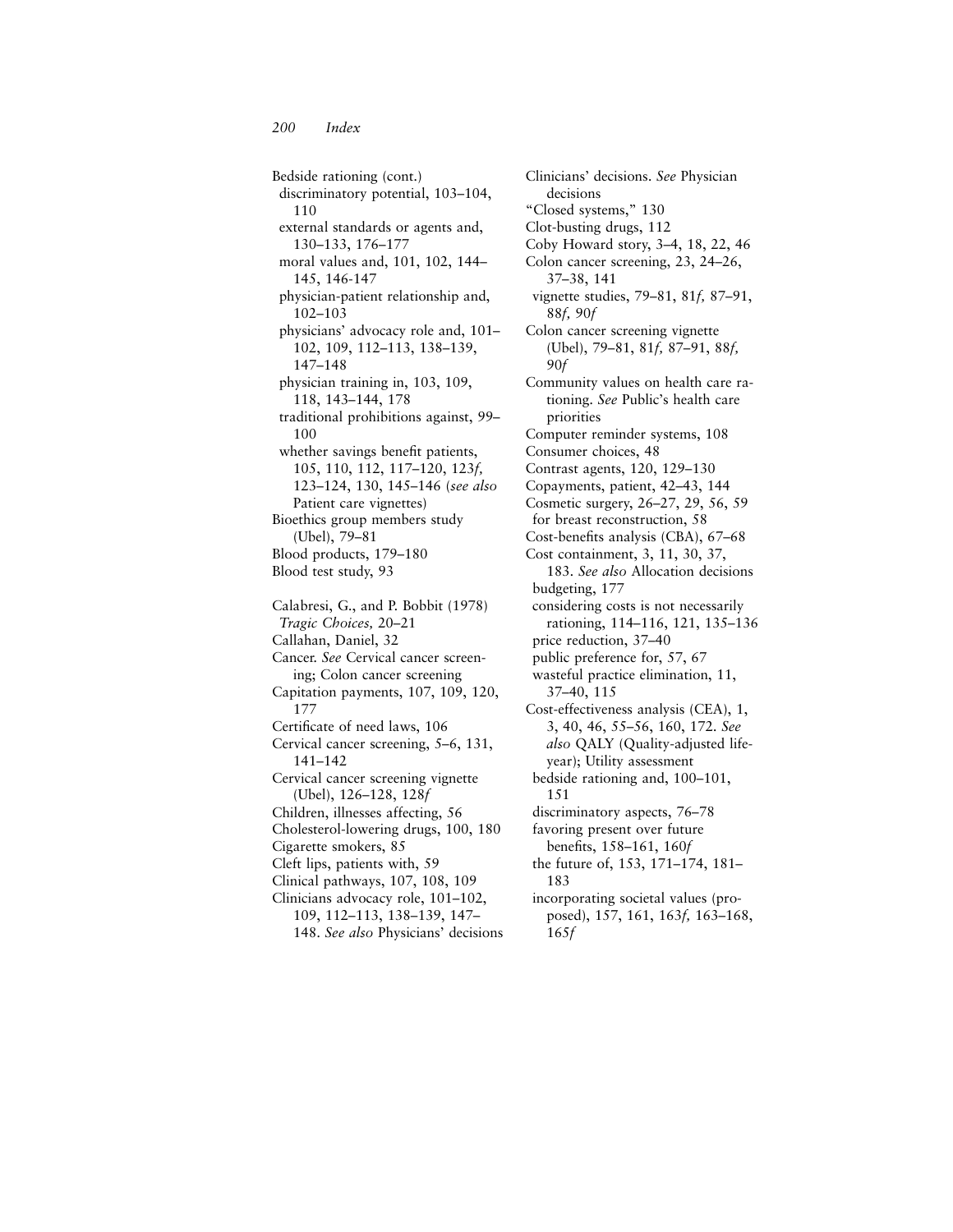Bedside rationing (cont.)
- discriminatory potential, 103–104, 110
- external standards or agents and, 130–133, 176–177
- moral values and, 101, 102, 144–145, 146-147
- physician-patient relationship and, 102–103
- physicians' advocacy role and, 101–102, 109, 112–113, 138–139, 147–148
- physician training in, 103, 109, 118, 143–144, 178
- traditional prohibitions against, 99–100
- whether savings benefit patients, 105, 110, 112, 117–120, 123*f,* 123–124, 130, 145–146 (*see also* Patient care vignettes)

Bioethics group members study (Ubel), 79–81
Blood products, 179–180
Blood test study, 93

Calabresi, G., and P. Bobbit (1978) *Tragic Choices,* 20–21
Callahan, Daniel, 32
Cancer. *See* Cervical cancer screening; Colon cancer screening
Capitation payments, 107, 109, 120, 177
Certificate of need laws, 106
Cervical cancer screening, 5–6, 131, 141–142
Cervical cancer screening vignette (Ubel), 126–128, 128*f*
Children, illnesses affecting, 56
Cholesterol-lowering drugs, 100, 180
Cigarette smokers, 85
Cleft lips, patients with, 59
Clinical pathways, 107, 108, 109
Clinicians advocacy role, 101–102, 109, 112–113, 138–139, 147–148. *See also* Physicians' decisions
Clinicians' decisions. *See* Physician decisions
"Closed systems," 130
Clot-busting drugs, 112
Coby Howard story, 3–4, 18, 22, 46
Colon cancer screening, 23, 24–26, 37–38, 141
- vignette studies, 79–81, 81*f,* 87–91, 88*f,* 90*f*

Colon cancer screening vignette (Ubel), 79–81, 81*f,* 87–91, 88*f,* 90*f*
Community values on health care rationing. *See* Public's health care priorities
Computer reminder systems, 108
Consumer choices, 48
Contrast agents, 120, 129–130
Copayments, patient, 42–43, 144
Cosmetic surgery, 26–27, 29, 56, 59
- for breast reconstruction, 58

Cost-benefits analysis (CBA), 67–68
Cost containment, 3, 11, 30, 37, 183. *See also* Allocation decisions
- budgeting, 177
- considering costs is not necessarily rationing, 114–116, 121, 135–136
- price reduction, 37–40
- public preference for, 57, 67
- wasteful practice elimination, 11, 37–40, 115

Cost-effectiveness analysis (CEA), 1, 3, 40, 46, 55–56, 160, 172. *See also* QALY (Quality-adjusted life-year); Utility assessment
- bedside rationing and, 100–101, 151
- discriminatory aspects, 76–78
- favoring present over future benefits, 158–161, 160*f*
- the future of, 153, 171–174, 181–183
- incorporating societal values (proposed), 157, 161, 163*f,* 163–168, 165*f*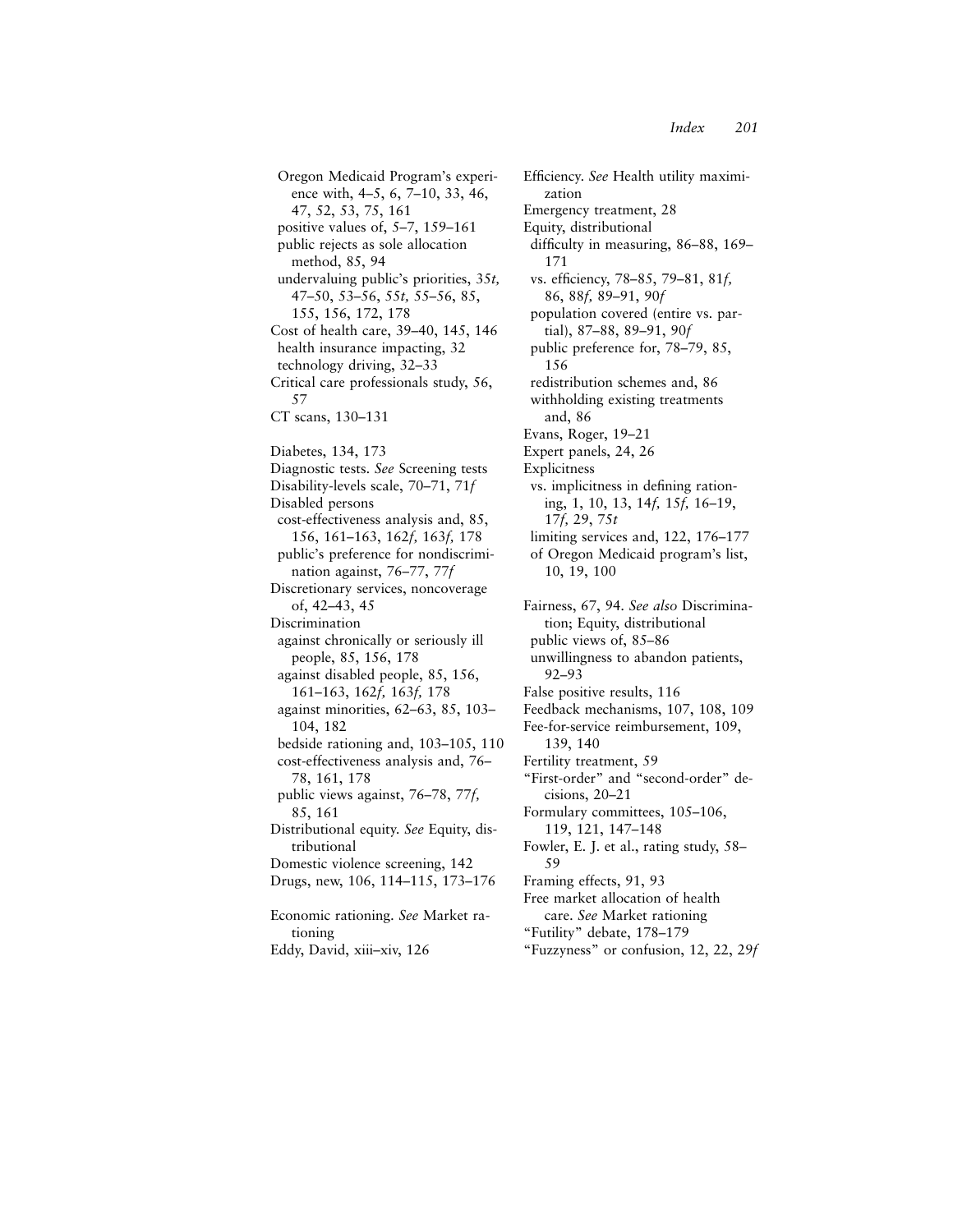Oregon Medicaid Program's experience with, 4–5, 6, 7–10, 33, 46, 47, 52, 53, 75, 161
positive values of, 5–7, 159–161
public rejects as sole allocation method, 85, 94
undervaluing public's priorities, 35*t,* 47–50, 53–56, 55*t,* 55–56, 85, 155, 156, 172, 178

Cost of health care, 39–40, 145, 146
health insurance impacting, 32
technology driving, 32–33

Critical care professionals study, 56, 57

CT scans, 130–131

Diabetes, 134, 173

Diagnostic tests. *See* Screening tests

Disability-levels scale, 70–71, 71*f*

Disabled persons
cost-effectiveness analysis and, 85, 156, 161–163, 162*f,* 163*f,* 178
public's preference for nondiscrimination against, 76–77, 77*f*

Discretionary services, noncoverage of, 42–43, 45

Discrimination
against chronically or seriously ill people, 85, 156, 178
against disabled people, 85, 156, 161–163, 162*f,* 163*f,* 178
against minorities, 62–63, 85, 103–104, 182
bedside rationing and, 103–105, 110
cost-effectiveness analysis and, 76–78, 161, 178
public views against, 76–78, 77*f,* 85, 161

Distributional equity. *See* Equity, distributional

Domestic violence screening, 142

Drugs, new, 106, 114–115, 173–176

Economic rationing. *See* Market rationing

Eddy, David, xiii–xiv, 126

Efficiency. *See* Health utility maximization

Emergency treatment, 28

Equity, distributional
difficulty in measuring, 86–88, 169–171
vs. efficiency, 78–85, 79–81, 81*f,* 86, 88*f,* 89–91, 90*f*
population covered (entire vs. partial), 87–88, 89–91, 90*f*
public preference for, 78–79, 85, 156
redistribution schemes and, 86
withholding existing treatments and, 86

Evans, Roger, 19–21

Expert panels, 24, 26

Explicitness
vs. implicitness in defining rationing, 1, 10, 13, 14*f,* 15*f,* 16–19, 17*f,* 29, 75*t*
limiting services and, 122, 176–177
of Oregon Medicaid program's list, 10, 19, 100

Fairness, 67, 94. *See also* Discrimination; Equity, distributional
public views of, 85–86
unwillingness to abandon patients, 92–93

False positive results, 116

Feedback mechanisms, 107, 108, 109

Fee-for-service reimbursement, 109, 139, 140

Fertility treatment, 59

"First-order" and "second-order" decisions, 20–21

Formulary committees, 105–106, 119, 121, 147–148

Fowler, E. J. et al., rating study, 58–59

Framing effects, 91, 93

Free market allocation of health care. *See* Market rationing

"Futility" debate, 178–179

"Fuzzyness" or confusion, 12, 22, 29*f*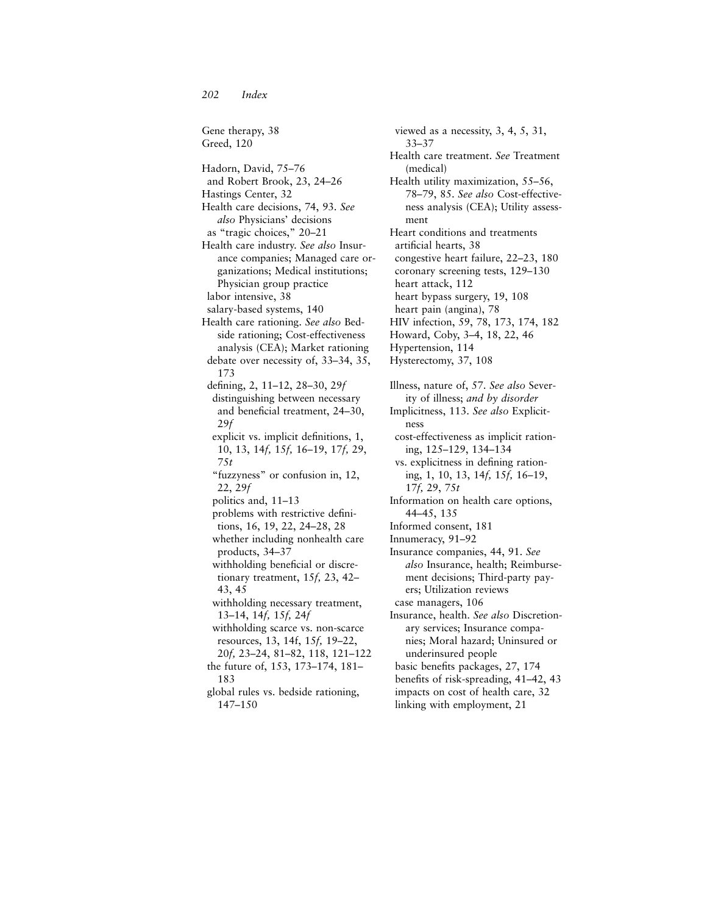Gene therapy, 38
Greed, 120

Hadorn, David, 75–76
  and Robert Brook, 23, 24–26
Hastings Center, 32
Health care decisions, 74, 93. *See also* Physicians' decisions
  as "tragic choices," 20–21
Health care industry. *See also* Insurance companies; Managed care organizations; Medical institutions; Physician group practice
  labor intensive, 38
  salary-based systems, 140
Health care rationing. *See also* Bedside rationing; Cost-effectiveness analysis (CEA); Market rationing
  debate over necessity of, 33–34, 35, 173
  defining, 2, 11–12, 28–30, 29*f*
    distinguishing between necessary and beneficial treatment, 24–30, 29*f*
    explicit vs. implicit definitions, 1, 10, 13, 14*f,* 15*f,* 16–19, 17*f,* 29, 75*t*
    "fuzzyness" or confusion in, 12, 22, 29*f*
    politics and, 11–13
    problems with restrictive definitions, 16, 19, 22, 24–28, 28
    whether including nonhealth care products, 34–37
    withholding beneficial or discretionary treatment, 15*f,* 23, 42–43, 45
    withholding necessary treatment, 13–14, 14*f,* 15*f,* 24*f*
    withholding scarce vs. non-scarce resources, 13, 14f, 15*f,* 19–22, 20*f,* 23–24, 81–82, 118, 121–122
  the future of, 153, 173–174, 181–183
  global rules vs. bedside rationing, 147–150
  viewed as a necessity, 3, 4, 5, 31, 33–37
Health care treatment. *See* Treatment (medical)
Health utility maximization, 55–56, 78–79, 85. *See also* Cost-effectiveness analysis (CEA); Utility assessment
Heart conditions and treatments
  artificial hearts, 38
  congestive heart failure, 22–23, 180
  coronary screening tests, 129–130
  heart attack, 112
  heart bypass surgery, 19, 108
  heart pain (angina), 78
HIV infection, 59, 78, 173, 174, 182
Howard, Coby, 3–4, 18, 22, 46
Hypertension, 114
Hysterectomy, 37, 108

Illness, nature of, 57. *See also* Severity of illness; *and by disorder*
Implicitness, 113. *See also* Explicitness
  cost-effectiveness as implicit rationing, 125–129, 134–134
  vs. explicitness in defining rationing, 1, 10, 13, 14*f,* 15*f,* 16–19, 17*f,* 29, 75*t*
Information on health care options, 44–45, 135
Informed consent, 181
Innumeracy, 91–92
Insurance companies, 44, 91. *See also* Insurance, health; Reimbursement decisions; Third-party payers; Utilization reviews
  case managers, 106
Insurance, health. *See also* Discretionary services; Insurance companies; Moral hazard; Uninsured or underinsured people
  basic benefits packages, 27, 174
  benefits of risk-spreading, 41–42, 43
  impacts on cost of health care, 32
  linking with employment, 21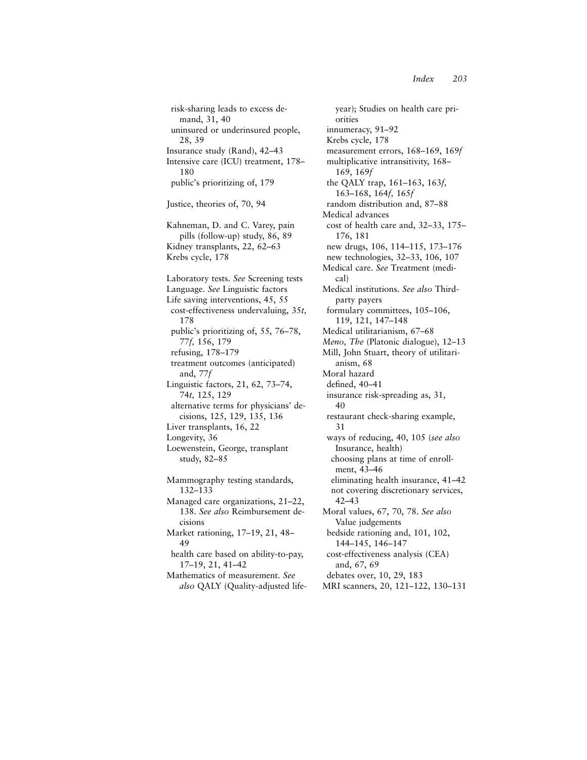risk-sharing leads to excess demand, 31, 40
uninsured or underinsured people, 28, 39
Insurance study (Rand), 42–43
Intensive care (ICU) treatment, 178–180
public's prioritizing of, 179

Justice, theories of, 70, 94

Kahneman, D. and C. Varey, pain pills (follow-up) study, 86, 89
Kidney transplants, 22, 62–63
Krebs cycle, 178

Laboratory tests. *See* Screening tests
Language. *See* Linguistic factors
Life saving interventions, 45, 55
cost-effectiveness undervaluing, 35*t,* 178
public's prioritizing of, 55, 76–78, 77*f,* 156, 179
refusing, 178–179
treatment outcomes (anticipated) and, 77*f*
Linguistic factors, 21, 62, 73–74, 74*t,* 125, 129
alternative terms for physicians' decisions, 125, 129, 135, 136
Liver transplants, 16, 22
Longevity, 36
Loewenstein, George, transplant study, 82–85

Mammography testing standards, 132–133
Managed care organizations, 21–22, 138. *See also* Reimbursement decisions
Market rationing, 17–19, 21, 48–49
health care based on ability-to-pay, 17–19, 21, 41–42
Mathematics of measurement. *See also* QALY (Quality-adjusted life-year); Studies on health care priorities
innumeracy, 91–92
Krebs cycle, 178
measurement errors, 168–169, 169*f*
multiplicative intransitivity, 168–169, 169*f*
the QALY trap, 161–163, 163*f,* 163–168, 164*f,* 165*f*
random distribution and, 87–88
Medical advances
cost of health care and, 32–33, 175–176, 181
new drugs, 106, 114–115, 173–176
new technologies, 32–33, 106, 107
Medical care. *See* Treatment (medical)
Medical institutions. *See also* Third-party payers
formulary committees, 105–106, 119, 121, 147–148
Medical utilitarianism, 67–68
*Meno, The* (Platonic dialogue), 12–13
Mill, John Stuart, theory of utilitarianism, 68
Moral hazard
defined, 40–41
insurance risk-spreading as, 31, 40
restaurant check-sharing example, 31
ways of reducing, 40, 105 (*see also* Insurance, health)
choosing plans at time of enrollment, 43–46
eliminating health insurance, 41–42
not covering discretionary services, 42–43
Moral values, 67, 70, 78. *See also* Value judgements
bedside rationing and, 101, 102, 144–145, 146–147
cost-effectiveness analysis (CEA) and, 67, 69
debates over, 10, 29, 183
MRI scanners, 20, 121–122, 130–131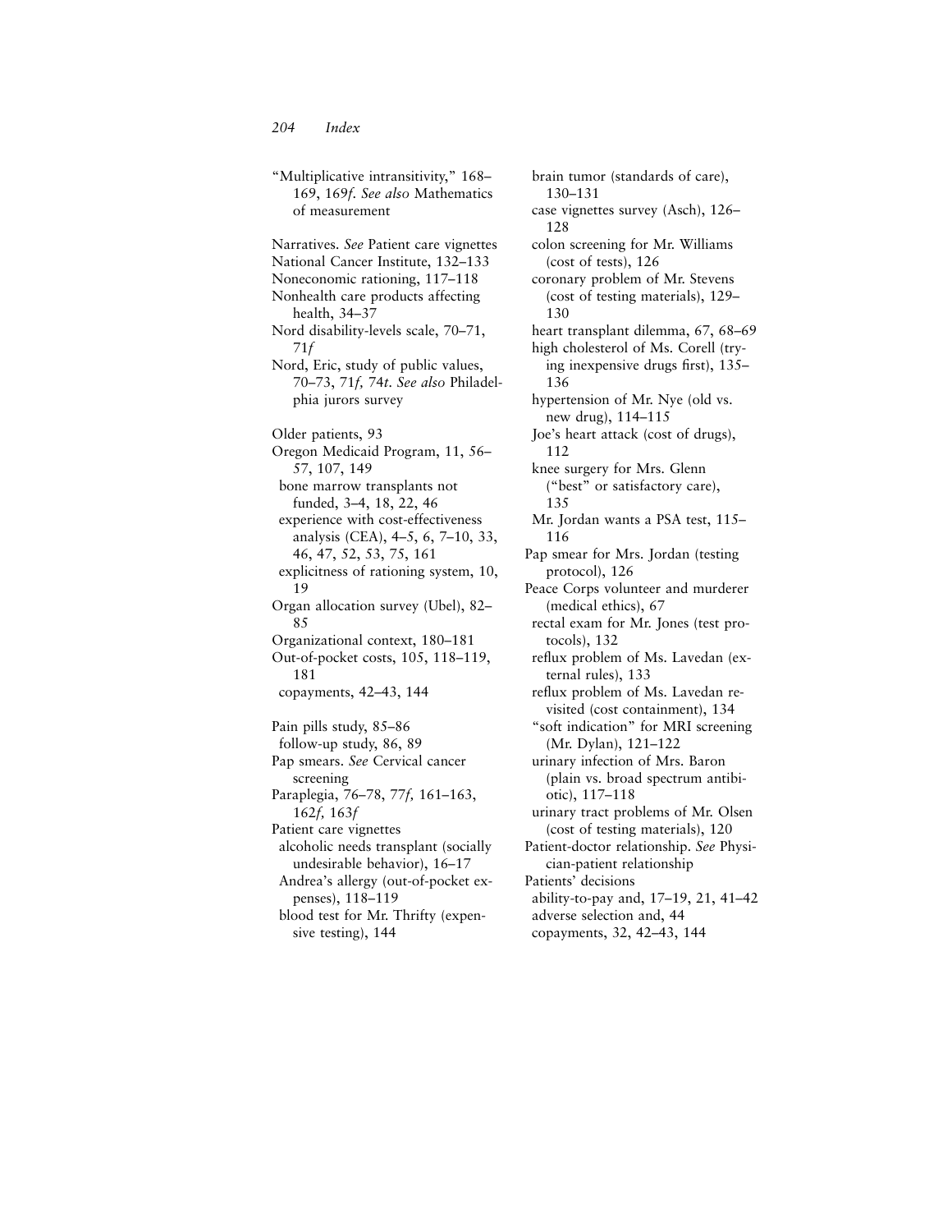"Multiplicative intransitivity," 168–169, 169*f*. *See also* Mathematics of measurement

Narratives. *See* Patient care vignettes
National Cancer Institute, 132–133
Noneconomic rationing, 117–118
Nonhealth care products affecting health, 34–37
Nord disability-levels scale, 70–71, 71*f*
Nord, Eric, study of public values, 70–73, 71*f*, 74*t*. *See also* Philadelphia jurors survey

Older patients, 93
Oregon Medicaid Program, 11, 56–57, 107, 149
 bone marrow transplants not funded, 3–4, 18, 22, 46
 experience with cost-effectiveness analysis (CEA), 4–5, 6, 7–10, 33, 46, 47, 52, 53, 75, 161
 explicitness of rationing system, 10, 19
Organ allocation survey (Ubel), 82–85
Organizational context, 180–181
Out-of-pocket costs, 105, 118–119, 181
 copayments, 42–43, 144

Pain pills study, 85–86
 follow-up study, 86, 89
Pap smears. *See* Cervical cancer screening
Paraplegia, 76–78, 77*f*, 161–163, 162*f*, 163*f*
Patient care vignettes
 alcoholic needs transplant (socially undesirable behavior), 16–17
 Andrea's allergy (out-of-pocket expenses), 118–119
 blood test for Mr. Thrifty (expensive testing), 144
 brain tumor (standards of care), 130–131
 case vignettes survey (Asch), 126–128
 colon screening for Mr. Williams (cost of tests), 126
 coronary problem of Mr. Stevens (cost of testing materials), 129–130
 heart transplant dilemma, 67, 68–69
 high cholesterol of Ms. Corell (trying inexpensive drugs first), 135–136
 hypertension of Mr. Nye (old vs. new drug), 114–115
 Joe's heart attack (cost of drugs), 112
 knee surgery for Mrs. Glenn ("best" or satisfactory care), 135
 Mr. Jordan wants a PSA test, 115–116
Pap smear for Mrs. Jordan (testing protocol), 126
Peace Corps volunteer and murderer (medical ethics), 67
 rectal exam for Mr. Jones (test protocols), 132
 reflux problem of Ms. Lavedan (external rules), 133
 reflux problem of Ms. Lavedan revisited (cost containment), 134
 "soft indication" for MRI screening (Mr. Dylan), 121–122
 urinary infection of Mrs. Baron (plain vs. broad spectrum antibiotic), 117–118
 urinary tract problems of Mr. Olsen (cost of testing materials), 120
Patient-doctor relationship. *See* Physician-patient relationship
Patients' decisions
 ability-to-pay and, 17–19, 21, 41–42
 adverse selection and, 44
 copayments, 32, 42–43, 144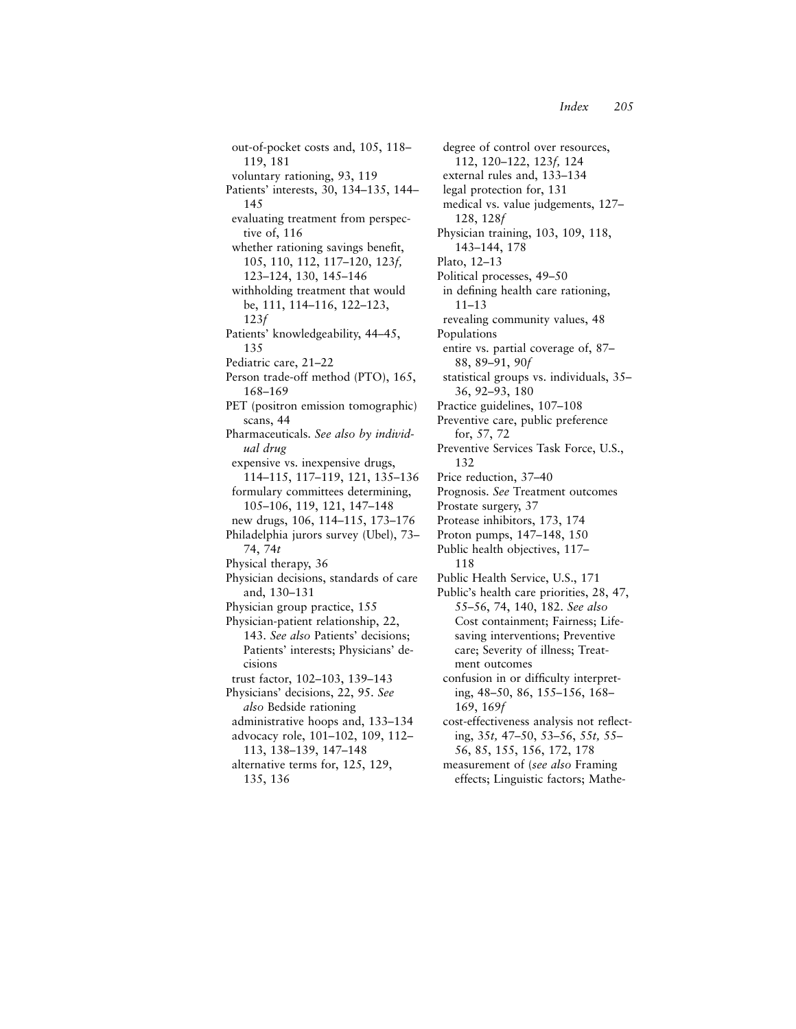out-of-pocket costs and, 105, 118–119, 181
voluntary rationing, 93, 119

Patients' interests, 30, 134–135, 144–145
evaluating treatment from perspective of, 116
whether rationing savings benefit, 105, 110, 112, 117–120, 123*f*, 123–124, 130, 145–146
withholding treatment that would be, 111, 114–116, 122–123, 123*f*

Patients' knowledgeability, 44–45, 135

Pediatric care, 21–22

Person trade-off method (PTO), 165, 168–169

PET (positron emission tomographic) scans, 44

Pharmaceuticals. *See also by individual drug*
expensive vs. inexpensive drugs, 114–115, 117–119, 121, 135–136
formulary committees determining, 105–106, 119, 121, 147–148
new drugs, 106, 114–115, 173–176

Philadelphia jurors survey (Ubel), 73–74, 74*t*

Physical therapy, 36

Physician decisions, standards of care and, 130–131

Physician group practice, 155

Physician-patient relationship, 22, 143. *See also* Patients' decisions; Patients' interests; Physicians' decisions
trust factor, 102–103, 139–143

Physicians' decisions, 22, 95. *See also* Bedside rationing
administrative hoops and, 133–134
advocacy role, 101–102, 109, 112–113, 138–139, 147–148
alternative terms for, 125, 129, 135, 136
degree of control over resources, 112, 120–122, 123*f*, 124
external rules and, 133–134
legal protection for, 131
medical vs. value judgements, 127–128, 128*f*

Physician training, 103, 109, 118, 143–144, 178

Plato, 12–13

Political processes, 49–50
in defining health care rationing, 11–13
revealing community values, 48

Populations
entire vs. partial coverage of, 87–88, 89–91, 90*f*
statistical groups vs. individuals, 35–36, 92–93, 180

Practice guidelines, 107–108

Preventive care, public preference for, 57, 72

Preventive Services Task Force, U.S., 132

Price reduction, 37–40

Prognosis. *See* Treatment outcomes

Prostate surgery, 37

Protease inhibitors, 173, 174

Proton pumps, 147–148, 150

Public health objectives, 117–118

Public Health Service, U.S., 171

Public's health care priorities, 28, 47, 55–56, 74, 140, 182. *See also* Cost containment; Fairness; Life-saving interventions; Preventive care; Severity of illness; Treatment outcomes
confusion in or difficulty interpreting, 48–50, 86, 155–156, 168–169, 169*f*
cost-effectiveness analysis not reflecting, 35*t*, 47–50, 53–56, 55*t*, 55–56, 85, 155, 156, 172, 178
measurement of (*see also* Framing effects; Linguistic factors; Mathe-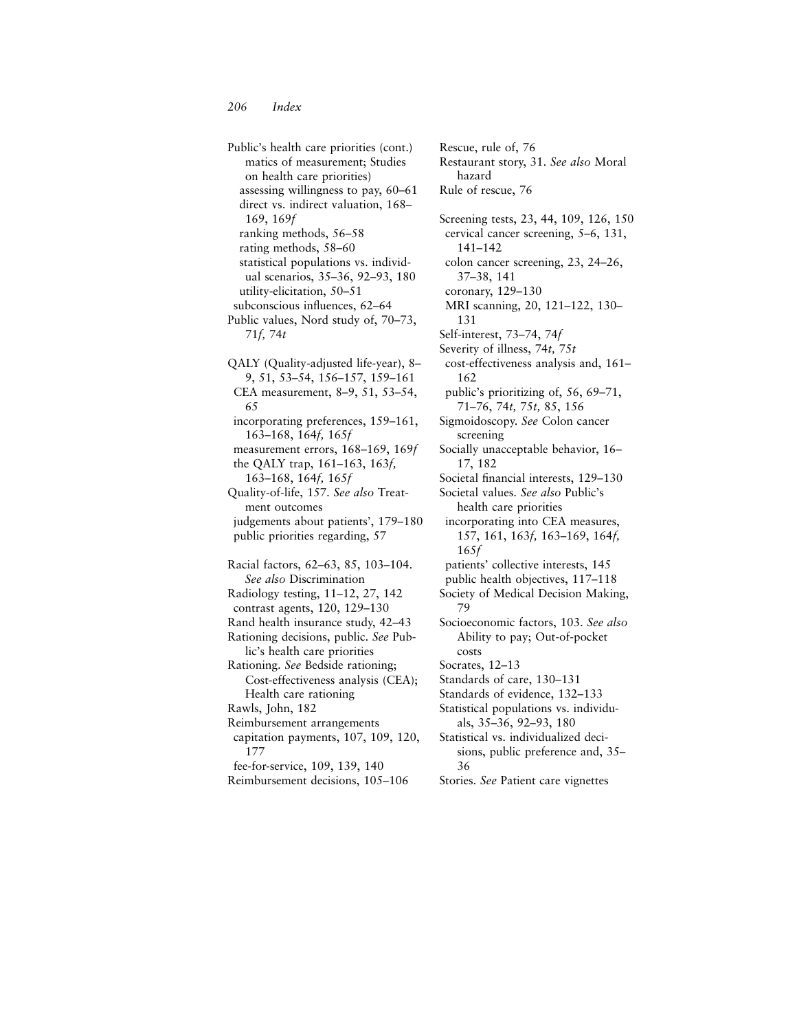Public's health care priorities (cont.)
 matics of measurement; Studies on health care priorities)
 assessing willingness to pay, 60–61
 direct vs. indirect valuation, 168–169, 169*f*
 ranking methods, 56–58
 rating methods, 58–60
 statistical populations vs. individual scenarios, 35–36, 92–93, 180
 utility-elicitation, 50–51
 subconscious influences, 62–64
Public values, Nord study of, 70–73, 71*f,* 74*t*

QALY (Quality-adjusted life-year), 8–9, 51, 53–54, 156–157, 159–161
 CEA measurement, 8–9, 51, 53–54, 65
 incorporating preferences, 159–161, 163–168, 164*f,* 165*f*
 measurement errors, 168–169, 169*f*
 the QALY trap, 161–163, 163*f,* 163–168, 164*f,* 165*f*
Quality-of-life, 157. *See also* Treatment outcomes
 judgements about patients', 179–180
 public priorities regarding, 57

Racial factors, 62–63, 85, 103–104. *See also* Discrimination
Radiology testing, 11–12, 27, 142
 contrast agents, 120, 129–130
Rand health insurance study, 42–43
Rationing decisions, public. *See* Public's health care priorities
Rationing. *See* Bedside rationing; Cost-effectiveness analysis (CEA); Health care rationing
Rawls, John, 182
Reimbursement arrangements
 capitation payments, 107, 109, 120, 177
 fee-for-service, 109, 139, 140
Reimbursement decisions, 105–106
Rescue, rule of, 76
Restaurant story, 31. *See also* Moral hazard
Rule of rescue, 76

Screening tests, 23, 44, 109, 126, 150
 cervical cancer screening, 5–6, 131, 141–142
 colon cancer screening, 23, 24–26, 37–38, 141
 coronary, 129–130
 MRI scanning, 20, 121–122, 130–131
Self-interest, 73–74, 74*f*
Severity of illness, 74*t,* 75*t*
 cost-effectiveness analysis and, 161–162
 public's prioritizing of, 56, 69–71, 71–76, 74*t,* 75*t,* 85, 156
Sigmoidoscopy. *See* Colon cancer screening
Socially unacceptable behavior, 16–17, 182
Societal financial interests, 129–130
Societal values. *See also* Public's health care priorities
 incorporating into CEA measures, 157, 161, 163*f,* 163–169, 164*f,* 165*f*
 patients' collective interests, 145
 public health objectives, 117–118
Society of Medical Decision Making, 79
Socioeconomic factors, 103. *See also* Ability to pay; Out-of-pocket costs
Socrates, 12–13
Standards of care, 130–131
Standards of evidence, 132–133
Statistical populations vs. individuals, 35–36, 92–93, 180
Statistical vs. individualized decisions, public preference and, 35–36
Stories. *See* Patient care vignettes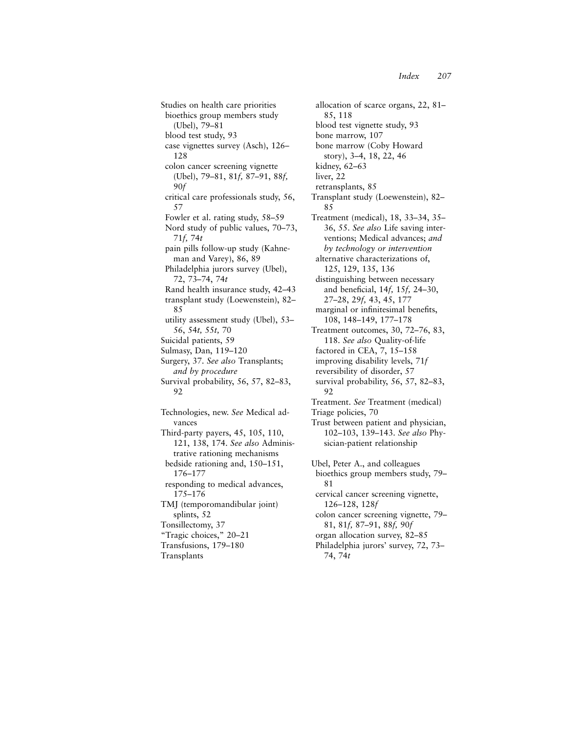Studies on health care priorities
- bioethics group members study (Ubel), 79–81
- blood test study, 93
- case vignettes survey (Asch), 126–128
- colon cancer screening vignette (Ubel), 79–81, 81*f,* 87–91, 88*f,* 90*f*
- critical care professionals study, 56, 57
- Fowler et al. rating study, 58–59
- Nord study of public values, 70–73, 71*f,* 74*t*
- pain pills follow-up study (Kahneman and Varey), 86, 89
- Philadelphia jurors survey (Ubel), 72, 73–74, 74*t*
- Rand health insurance study, 42–43
- transplant study (Loewenstein), 82–85
- utility assessment study (Ubel), 53–56, 54*t,* 55*t,* 70

Suicidal patients, 59

Sulmasy, Dan, 119–120

Surgery, 37. *See also* Transplants; *and by procedure*

Survival probability, 56, 57, 82–83, 92

Technologies, new. *See* Medical advances

Third-party payers, 45, 105, 110, 121, 138, 174. *See also* Administrative rationing mechanisms
- bedside rationing and, 150–151, 176–177
- responding to medical advances, 175–176

TMJ (temporomandibular joint) splints, 52

Tonsillectomy, 37

"Tragic choices," 20–21

Transfusions, 179–180

Transplants
- allocation of scarce organs, 22, 81–85, 118
- blood test vignette study, 93
- bone marrow, 107
- bone marrow (Coby Howard story), 3–4, 18, 22, 46
- kidney, 62–63
- liver, 22
- retransplants, 85

Transplant study (Loewenstein), 82–85

Treatment (medical), 18, 33–34, 35–36, 55. *See also* Life saving interventions; Medical advances; *and by technology or intervention*
- alternative characterizations of, 125, 129, 135, 136
- distinguishing between necessary and beneficial, 14*f,* 15*f,* 24–30, 27–28, 29*f,* 43, 45, 177
- marginal or infinitesimal benefits, 108, 148–149, 177–178

Treatment outcomes, 30, 72–76, 83, 118. *See also* Quality-of-life
- factored in CEA, 7, 15–158
- improving disability levels, 71*f*
- reversibility of disorder, 57
- survival probability, 56, 57, 82–83, 92

Treatment. *See* Treatment (medical)

Triage policies, 70

Trust between patient and physician, 102–103, 139–143. *See also* Physician-patient relationship

Ubel, Peter A., and colleagues
- bioethics group members study, 79–81
- cervical cancer screening vignette, 126–128, 128*f*
- colon cancer screening vignette, 79–81, 81*f,* 87–91, 88*f,* 90*f*
- organ allocation survey, 82–85
- Philadelphia jurors' survey, 72, 73–74, 74*t*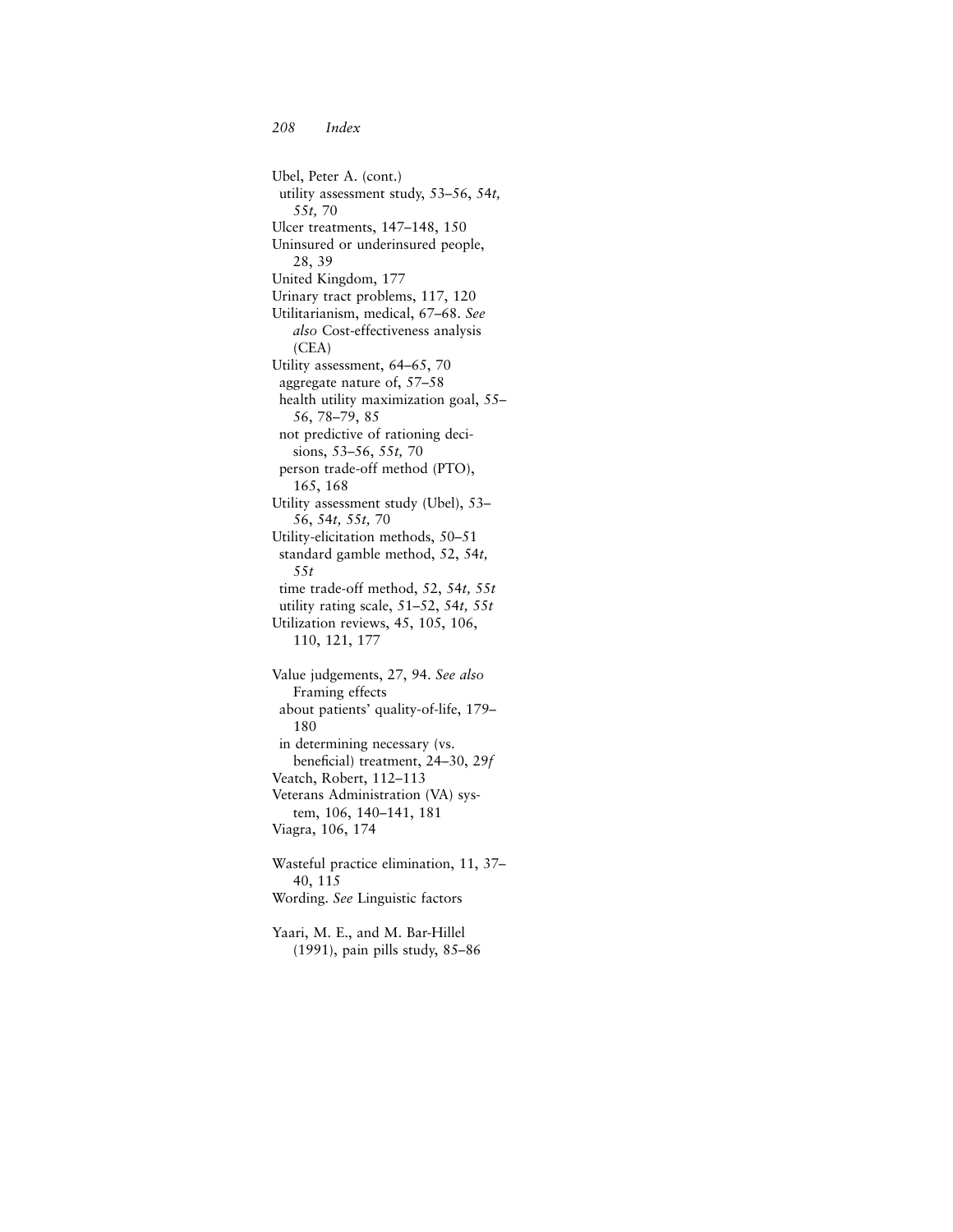Ubel, Peter A. (cont.)
  utility assessment study, 53–56, 54*t,* 55*t,* 70
Ulcer treatments, 147–148, 150
Uninsured or underinsured people, 28, 39
United Kingdom, 177
Urinary tract problems, 117, 120
Utilitarianism, medical, 67–68. *See also* Cost-effectiveness analysis (CEA)
Utility assessment, 64–65, 70
  aggregate nature of, 57–58
  health utility maximization goal, 55–56, 78–79, 85
  not predictive of rationing decisions, 53–56, 55*t,* 70
  person trade-off method (PTO), 165, 168
Utility assessment study (Ubel), 53–56, 54*t,* 55*t,* 70
Utility-elicitation methods, 50–51
  standard gamble method, 52, 54*t,* 55*t*
  time trade-off method, 52, 54*t,* 55*t*
  utility rating scale, 51–52, 54*t,* 55*t*
Utilization reviews, 45, 105, 106, 110, 121, 177

Value judgements, 27, 94. *See also* Framing effects
  about patients' quality-of-life, 179–180
  in determining necessary (vs. beneficial) treatment, 24–30, 29*f*
Veatch, Robert, 112–113
Veterans Administration (VA) system, 106, 140–141, 181
Viagra, 106, 174

Wasteful practice elimination, 11, 37–40, 115
Wording. *See* Linguistic factors

Yaari, M. E., and M. Bar-Hillel (1991), pain pills study, 85–86